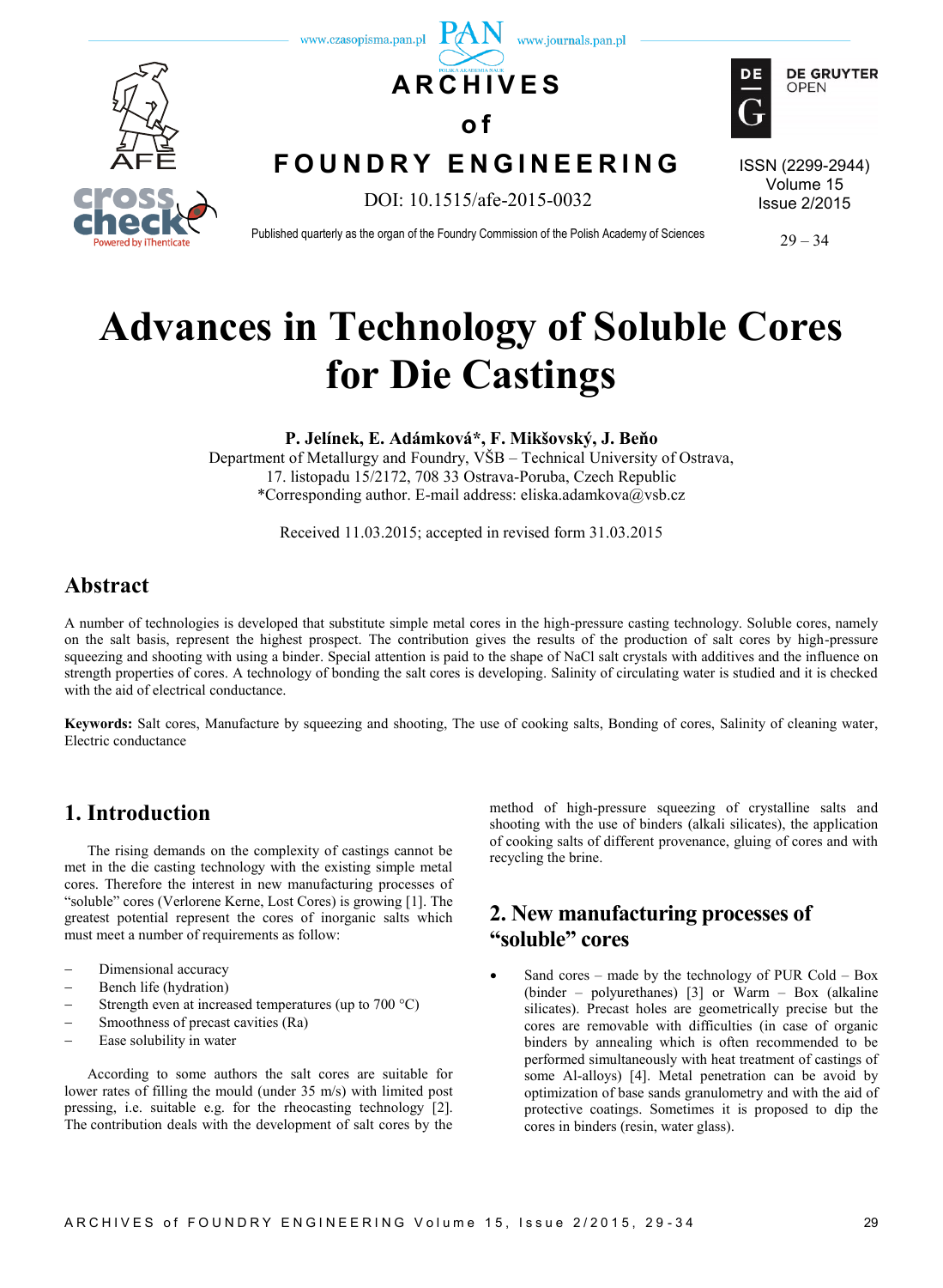# Advances in Technology of Soluble Cores for Die Castings

**P. Jelínek, E. Adámková\*, F. Mikšovský, J. Beňo**

Department of Metallurgy and Foundry, VŠB – Technical University of Ostrava, 17. listopadu 15/2172, 708 33 Ostrava-Poruba, Czech Republic

\*Corresponding author. E-mail address: eliska.adamkova@vsb.cz

Received 11.03.2015; accepted in revised form 31.03.2015

## Abstract

A number of technologies is developed that substitute simple metal cores in the high-pressure casting technology. Soluble cores, namely on the salt basis, represent the highest prospect. The contribution gives the results of the production of salt cores by high-pressure squeezing and shooting with using a binder. Special attention is paid to the shape of NaCl salt crystals with additives and the influence on strength properties of cores. A technology of bonding the salt cores is developing. Salinity of circulating water is studied and it is checked with the aid of electrical conductance.

**Keywords:** Salt cores, Manufacture by squeezing and shooting, The use of cooking salts, Bonding of cores, Salinity of cleaning water, Electric conductance

## 1. Introduction

The rising demands on the complexity of castings cannot be met in the die casting technology with the existing simple metal cores. Therefore the interest in new manufacturing processes of "soluble" cores (Verlorene Kerne, Lost Cores) is growing [1]. The greatest potential represent the cores of inorganic salts which must meet a number of requirements as follow:

- Dimensional accuracy
- Bench life (hydration)
- Strength even at increased temperatures (up to 700 °C)
- Smoothness of precast cavities (Ra)
- Ease solubility in water

According to some authors the salt cores are suitable for lower rates of filling the mould (under 35 m/s) with limited post pressing, i.e. suitable e.g. for the rheocasting technology [2]. The contribution deals with the development of salt cores by the method of high-pressure squeezing of crystalline salts and shooting with the use of binders (alkali silicates), the application of cooking salts of different provenance, gluing of cores and with recycling the brine.

## 2. New manufacturing processes of "soluble" cores

- Sand cores – made by the technology of PUR Cold – Box (binder – polyurethanes) [3] or Warm – Box (alkaline silicates). Precast holes are geometrically precise but the cores are removable with difficulties (in case of organic binders by annealing which is often recommended to be performed simultaneously with heat treatment of castings of some Al-alloys) [4]. Metal penetration can be avoid by optimization of base sands granulometry and with the aid of protective coatings. Sometimes it is proposed to dip the cores in binders (resin, water glass).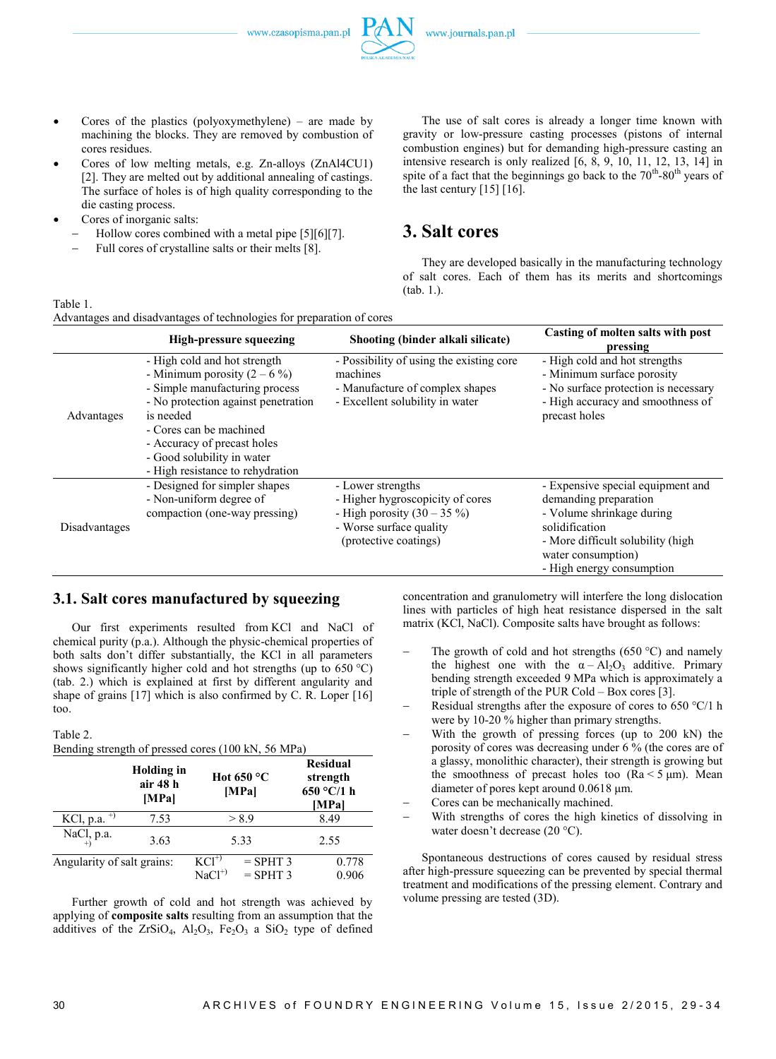- Cores of the plastics (polyoxymethylene) – are made by machining the blocks. They are removed by combustion of cores residues.
- Cores of low melting metals, e.g. Zn-alloys (ZnAl4CU1) [2]. They are melted out by additional annealing of castings. The surface of holes is of high quality corresponding to the die casting process.
- Cores of inorganic salts:
  - Hollow cores combined with a metal pipe [5][6][7].
  - Full cores of crystalline salts or their melts [8].

The use of salt cores is already a longer time known with gravity or low-pressure casting processes (pistons of internal combustion engines) but for demanding high-pressure casting an intensive research is only realized [6, 8, 9, 10, 11, 12, 13, 14] in spite of a fact that the beginnings go back to the 70[th]-80[th] years of the last century [15] [16].

## 3. Salt cores

They are developed basically in the manufacturing technology of salt cores. Each of them has its merits and shortcomings (tab. 1.).

Table 1.
Advantages and disadvantages of technologies for preparation of cores

| | High-pressure squeezing | Shooting (binder alkali silicate) | Casting of molten salts with post pressing |
|---|---|---|---|
| Advantages | - High cold and hot strength<br>- Minimum porosity (2 – 6 %)<br>- Simple manufacturing process<br>- No protection against penetration is needed<br>- Cores can be machined<br>- Accuracy of precast holes<br>- Good solubility in water<br>- High resistance to rehydration | - Possibility of using the existing core machines<br>- Manufacture of complex shapes<br>- Excellent solubility in water | - High cold and hot strengths<br>- Minimum surface porosity<br>- No surface protection is necessary<br>- High accuracy and smoothness of precast holes |
| Disadvantages | - Designed for simpler shapes<br>- Non-uniform degree of compaction (one-way pressing) | - Lower strengths<br>- Higher hygroscopicity of cores<br>- High porosity (30 – 35 %)<br>- Worse surface quality (protective coatings) | - Expensive special equipment and demanding preparation<br>- Volume shrinkage during solidification<br>- More difficult solubility (high water consumption)<br>- High energy consumption |

### 3.1. Salt cores manufactured by squeezing

Our first experiments resulted from KCl and NaCl of chemical purity (p.a.). Although the physic-chemical properties of both salts don't differ substantially, the KCl in all parameters shows significantly higher cold and hot strengths (up to 650 °C) (tab. 2.) which is explained at first by different angularity and shape of grains [17] which is also confirmed by C. R. Loper [16] too.

Table 2.
Bending strength of pressed cores (100 kN, 56 MPa)

| | Holding in air 48 h [MPa] | Hot 650 °C [MPa] | Residual strength 650 °C/1 h [MPa] |
|---|---|---|---|
| KCl, p.a. [+)] | 7.53 | > 8.9 | 8.49 |
| NaCl, p.a. [+)] | 3.63 | 5.33 | 2.55 |
| Angularity of salt grains: | KCl[+)] | = SPHT 3 | 0.778 |
| | NaCl[+)] | = SPHT 3 | 0.906 |

Further growth of cold and hot strength was achieved by applying of **composite salts** resulting from an assumption that the additives of the $ZrSiO_4$, $Al_2O_3$, $Fe_2O_3$ a $SiO_2$ type of defined concentration and granulometry will interfere the long dislocation lines with particles of high heat resistance dispersed in the salt matrix (KCl, NaCl). Composite salts have brought as follows:

- The growth of cold and hot strengths (650 °C) and namely the highest one with the $\alpha - Al_2O_3$ additive. Primary bending strength exceeded 9 MPa which is approximately a triple of strength of the PUR Cold – Box cores [3].
- Residual strengths after the exposure of cores to 650 °C/1 h were by 10-20 % higher than primary strengths.
- With the growth of pressing forces (up to 200 kN) the porosity of cores was decreasing under 6 % (the cores are of a glassy, monolithic character), their strength is growing but the smoothness of precast holes too (Ra < 5 μm). Mean diameter of pores kept around 0.0618 μm.
- Cores can be mechanically machined.
- With strengths of cores the high kinetics of dissolving in water doesn't decrease (20 °C).

Spontaneous destructions of cores caused by residual stress after high-pressure squeezing can be prevented by special thermal treatment and modifications of the pressing element. Contrary and volume pressing are tested (3D).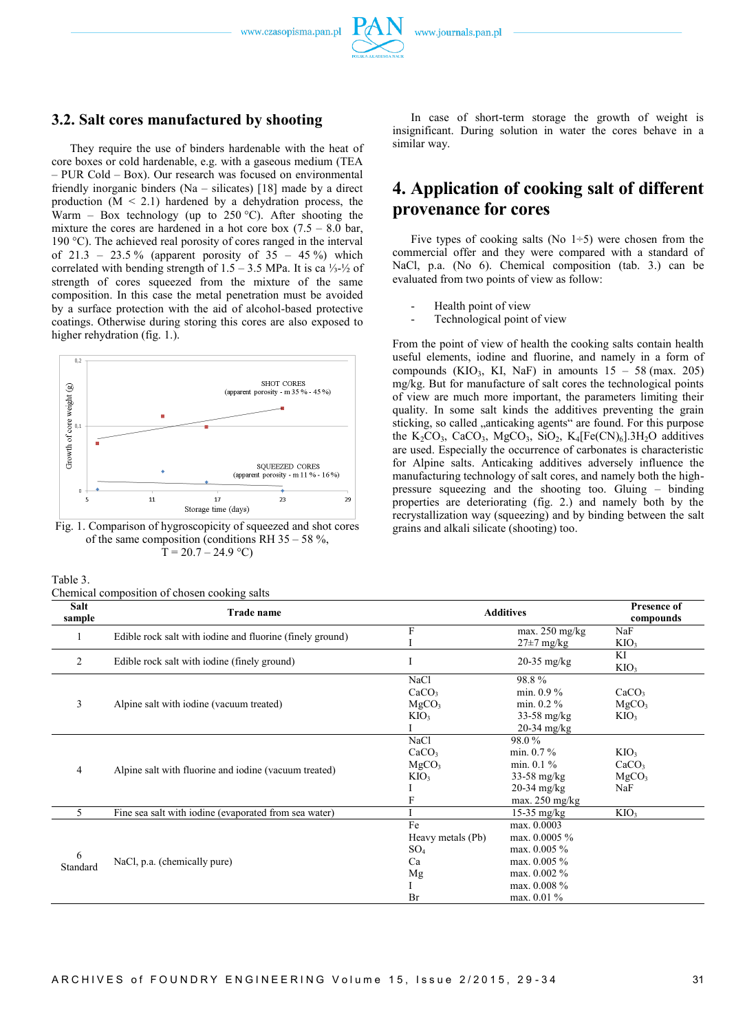### 3.2. Salt cores manufactured by shooting

They require the use of binders hardenable with the heat of core boxes or cold hardenable, e.g. with a gaseous medium (TEA – PUR Cold – Box). Our research was focused on environmental friendly inorganic binders (Na – silicates) [18] made by a direct production (M < 2.1) hardened by a dehydration process, the Warm – Box technology (up to 250 °C). After shooting the mixture the cores are hardened in a hot core box (7.5 – 8.0 bar, 190 °C). The achieved real porosity of cores ranged in the interval of 21.3 – 23.5 % (apparent porosity of 35 – 45 %) which correlated with bending strength of 1.5 – 3.5 MPa. It is ca ⅓-½ of strength of cores squeezed from the mixture of the same composition. In this case the metal penetration must be avoided by a surface protection with the aid of alcohol-based protective coatings. Otherwise during storing this cores are also exposed to higher rehydration (fig. 1.).

Fig. 1. Comparison of hygroscopicity of squeezed and shot cores of the same composition (conditions RH 35 – 58 %, T = 20.7 – 24.9 °C)

In case of short-term storage the growth of weight is insignificant. During solution in water the cores behave in a similar way.

## 4. Application of cooking salt of different provenance for cores

Five types of cooking salts (No 1÷5) were chosen from the commercial offer and they were compared with a standard of NaCl, p.a. (No 6). Chemical composition (tab. 3.) can be evaluated from two points of view as follow:

- Health point of view
- Technological point of view

From the point of view of health the cooking salts contain health useful elements, iodine and fluorine, and namely in a form of compounds ($KIO_3$, KI, NaF) in amounts 15 – 58 (max. 205) mg/kg. But for manufacture of salt cores the technological points of view are much more important, the parameters limiting their quality. In some salt kinds the additives preventing the grain sticking, so called „anticaking agents" are found. For this purpose the $K_2CO_3$, $CaCO_3$, $MgCO_3$, $SiO_2$, $K_4[Fe(CN)_6].3H_2O$ additives are used. Especially the occurrence of carbonates is characteristic for Alpine salts. Anticaking additives adversely influence the manufacturing technology of salt cores, and namely both the high-pressure squeezing and the shooting too. Gluing – binding properties are deteriorating (fig. 2.) and namely both by the recrystallization way (squeezing) and by binding between the salt grains and alkali silicate (shooting) too.

Table 3.
Chemical composition of chosen cooking salts

| Salt sample | Trade name | Additives | | Presence of compounds |
|---|---|---|---|---|
| 1 | Edible rock salt with iodine and fluorine (finely ground) | F<br>I | max. 250 mg/kg<br>27±7 mg/kg | NaF<br>$KIO_3$ |
| 2 | Edible rock salt with iodine (finely ground) | I | 20-35 mg/kg | KI<br>$KIO_3$ |
| 3 | Alpine salt with iodine (vacuum treated) | NaCl<br>$CaCO_3$<br>$MgCO_3$<br>$KIO_3$<br>I | 98.8 %<br>min. 0.9 %<br>min. 0.2 %<br>33-58 mg/kg<br>20-34 mg/kg | $CaCO_3$<br>$MgCO_3$<br>$KIO_3$ |
| 4 | Alpine salt with fluorine and iodine (vacuum treated) | NaCl<br>$CaCO_3$<br>$MgCO_3$<br>$KIO_3$<br>I<br>F | 98.0 %<br>min. 0.7 %<br>min. 0.1 %<br>33-58 mg/kg<br>20-34 mg/kg<br>max. 250 mg/kg | $KIO_3$<br>$CaCO_3$<br>$MgCO_3$<br>NaF |
| 5 | Fine sea salt with iodine (evaporated from sea water) | I | 15-35 mg/kg | $KIO_3$ |
| 6<br>Standard | NaCl, p.a. (chemically pure) | Fe<br>Heavy metals (Pb)<br>$SO_4$<br>Ca<br>Mg<br>I<br>Br | max. 0.0003<br>max. 0.0005 %<br>max. 0.005 %<br>max. 0.005 %<br>max. 0.002 %<br>max. 0.008 %<br>max. 0.01 % | |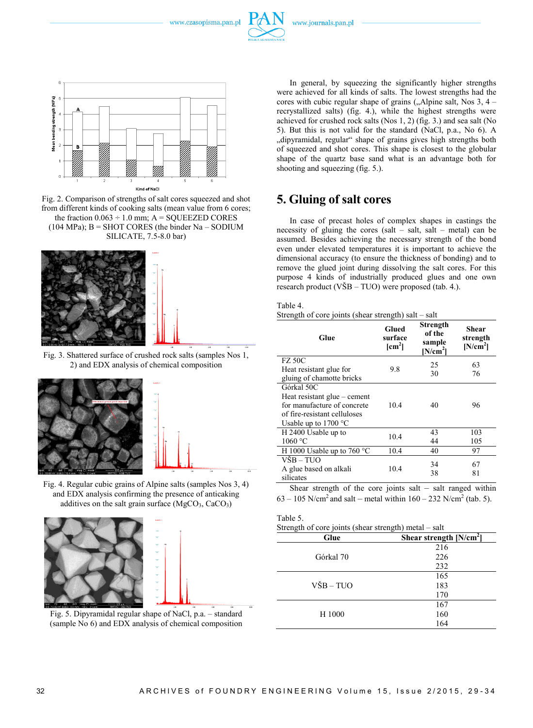Fig. 2. Comparison of strengths of salt cores squeezed and shot from different kinds of cooking salts (mean value from 6 cores; the fraction 0.063 ÷ 1.0 mm; A = SQUEEZED CORES (104 MPa); B = SHOT CORES (the binder Na – SODIUM SILICATE, 7.5-8.0 bar)

Fig. 3. Shattered surface of crushed rock salts (samples Nos 1, 2) and EDX analysis of chemical composition

Fig. 4. Regular cubic grains of Alpine salts (samples Nos 3, 4) and EDX analysis confirming the presence of anticaking additives on the salt grain surface ($MgCO_3$, $CaCO_3$)

Fig. 5. Dipyramidal regular shape of NaCl, p.a. – standard (sample No 6) and EDX analysis of chemical composition

In general, by squeezing the significantly higher strengths were achieved for all kinds of salts. The lowest strengths had the cores with cubic regular shape of grains („Alpine salt, Nos 3, 4 – recrystallized salts) (fig. 4.), while the highest strengths were achieved for crushed rock salts (Nos 1, 2) (fig. 3.) and sea salt (No 5). But this is not valid for the standard (NaCl, p.a., No 6). A „dipyramidal, regular“ shape of grains gives high strengths both of squeezed and shot cores. This shape is closest to the globular shape of the quartz base sand what is an advantage both for shooting and squeezing (fig. 5.).

## 5. Gluing of salt cores

In case of precast holes of complex shapes in castings the necessity of gluing the cores (salt – salt, salt – metal) can be assumed. Besides achieving the necessary strength of the bond even under elevated temperatures it is important to achieve the dimensional accuracy (to ensure the thickness of bonding) and to remove the glued joint during dissolving the salt cores. For this purpose 4 kinds of industrially produced glues and one own research product (VŠB – TUO) were proposed (tab. 4.).

Table 4.
Strength of core joints (shear strength) salt – salt

| Glue | Glued surface [cm$^2$] | Strength of the sample [N/cm$^2$] | Shear strength [N/cm$^2$] |
|---|---|---|---|
| FZ 50C<br>Heat resistant glue for gluing of chamotte bricks | 9.8 | 25<br>30 | 63<br>76 |
| Górkal 50C<br>Heat resistant glue – cement for manufacture of concrete of fire-resistant celluloses<br>Usable up to 1700 °C | 10.4 | 40 | 96 |
| H 2400 Usable up to 1060 °C | 10.4 | 43<br>44 | 103<br>105 |
| H 1000 Usable up to 760 °C | 10.4 | 40 | 97 |
| VŠB – TUO<br>A glue based on alkali silicates | 10.4 | 34<br>38 | 67<br>81 |

Shear strength of the core joints salt – salt ranged within 63 – 105 N/cm$^2$ and salt – metal within 160 – 232 N/cm$^2$ (tab. 5).

Table 5.
Strength of core joints (shear strength) metal – salt

| Glue | Shear strength [N/cm$^2$] |
|---|---|
| Górkal 70 | 216<br>226<br>232 |
| VŠB – TUO | 165<br>183<br>170 |
| H 1000 | 167<br>160<br>164 |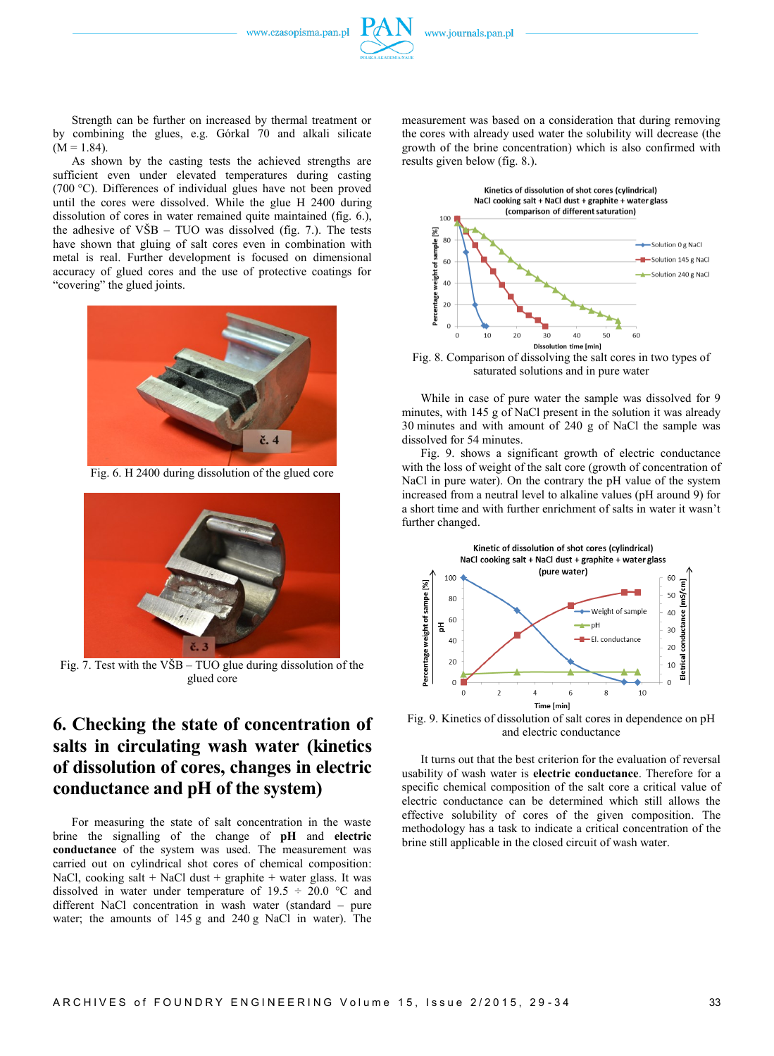Strength can be further on increased by thermal treatment or by combining the glues, e.g. Górkal 70 and alkali silicate (M = 1.84).

As shown by the casting tests the achieved strengths are sufficient even under elevated temperatures during casting (700 °C). Differences of individual glues have not been proved until the cores were dissolved. While the glue H 2400 during dissolution of cores in water remained quite maintained (fig. 6.), the adhesive of VŠB – TUO was dissolved (fig. 7.). The tests have shown that gluing of salt cores even in combination with metal is real. Further development is focused on dimensional accuracy of glued cores and the use of protective coatings for "covering" the glued joints.

Fig. 6. H 2400 during dissolution of the glued core

Fig. 7. Test with the VŠB – TUO glue during dissolution of the glued core

## 6. Checking the state of concentration of salts in circulating wash water (kinetics of dissolution of cores, changes in electric conductance and pH of the system)

For measuring the state of salt concentration in the waste brine the signalling of the change of **pH** and **electric conductance** of the system was used. The measurement was carried out on cylindrical shot cores of chemical composition: NaCl, cooking salt + NaCl dust + graphite + water glass. It was dissolved in water under temperature of 19.5 ÷ 20.0 °C and different NaCl concentration in wash water (standard – pure water; the amounts of 145 g and 240 g NaCl in water). The measurement was based on a consideration that during removing the cores with already used water the solubility will decrease (the growth of the brine concentration) which is also confirmed with results given below (fig. 8.).

Fig. 8. Comparison of dissolving the salt cores in two types of saturated solutions and in pure water

While in case of pure water the sample was dissolved for 9 minutes, with 145 g of NaCl present in the solution it was already 30 minutes and with amount of 240 g of NaCl the sample was dissolved for 54 minutes.

Fig. 9. shows a significant growth of electric conductance with the loss of weight of the salt core (growth of concentration of NaCl in pure water). On the contrary the pH value of the system increased from a neutral level to alkaline values (pH around 9) for a short time and with further enrichment of salts in water it wasn't further changed.

Fig. 9. Kinetics of dissolution of salt cores in dependence on pH and electric conductance

It turns out that the best criterion for the evaluation of reversal usability of wash water is **electric conductance**. Therefore for a specific chemical composition of the salt core a critical value of electric conductance can be determined which still allows the effective solubility of cores of the given composition. The methodology has a task to indicate a critical concentration of the brine still applicable in the closed circuit of wash water.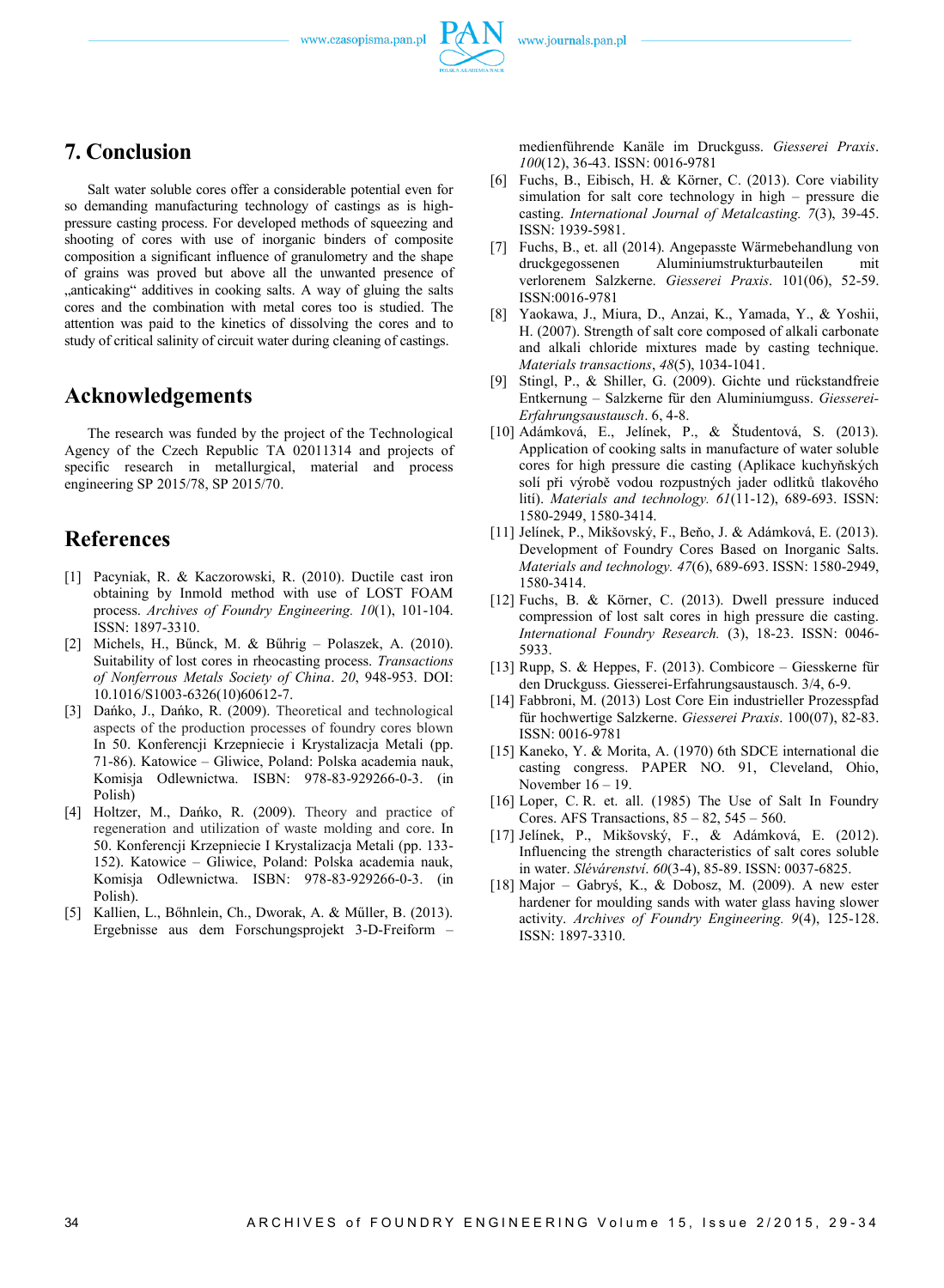## 7. Conclusion

Salt water soluble cores offer a considerable potential even for so demanding manufacturing technology of castings as is high-pressure casting process. For developed methods of squeezing and shooting of cores with use of inorganic binders of composite composition a significant influence of granulometry and the shape of grains was proved but above all the unwanted presence of „anticaking" additives in cooking salts. A way of gluing the salts cores and the combination with metal cores too is studied. The attention was paid to the kinetics of dissolving the cores and to study of critical salinity of circuit water during cleaning of castings.

## Acknowledgements

The research was funded by the project of the Technological Agency of the Czech Republic TA 02011314 and projects of specific research in metallurgical, material and process engineering SP 2015/78, SP 2015/70.

## References

[1] Pacyniak, R. & Kaczorowski, R. (2010). Ductile cast iron obtaining by Inmold method with use of LOST FOAM process. *Archives of Foundry Engineering. 10*(1), 101-104. ISSN: 1897-3310.

[2] Michels, H., Bűnck, M. & Bűhrig – Polaszek, A. (2010). Suitability of lost cores in rheocasting process. *Transactions of Nonferrous Metals Society of China*. *20*, 948-953. DOI: 10.1016/S1003-6326(10)60612-7.

[3] Dańko, J., Dańko, R. (2009). Theoretical and technological aspects of the production processes of foundry cores blown In 50. Konferencji Krzepniecie i Krystalizacja Metali (pp. 71-86). Katowice – Gliwice, Poland: Polska academia nauk, Komisja Odlewnictwa. ISBN: 978-83-929266-0-3. (in Polish)

[4] Holtzer, M., Dańko, R. (2009). Theory and practice of regeneration and utilization of waste molding and core. In 50. Konferencji Krzepniecie I Krystalizacja Metali (pp. 133-152). Katowice – Gliwice, Poland: Polska academia nauk, Komisja Odlewnictwa. ISBN: 978-83-929266-0-3. (in Polish).

[5] Kallien, L., Bőhnlein, Ch., Dworak, A. & Műller, B. (2013). Ergebnisse aus dem Forschungsprojekt 3-D-Freiform – medienführende Kanäle im Druckguss. *Giesserei Praxis*. *100*(12), 36-43. ISSN: 0016-9781

[6] Fuchs, B., Eibisch, H. & Körner, C. (2013). Core viability simulation for salt core technology in high – pressure die casting. *International Journal of Metalcasting. 7*(3), 39-45. ISSN: 1939-5981.

[7] Fuchs, B., et. all (2014). Angepasste Wärmebehandlung von druckgegossenen Aluminiumstrukturbauteilen mit verlorenem Salzkerne. *Giesserei Praxis*. 101(06), 52-59. ISSN:0016-9781

[8] Yaokawa, J., Miura, D., Anzai, K., Yamada, Y., & Yoshii, H. (2007). Strength of salt core composed of alkali carbonate and alkali chloride mixtures made by casting technique. *Materials transactions*, *48*(5), 1034-1041.

[9] Stingl, P., & Shiller, G. (2009). Gichte und rückstandfreie Entkernung – Salzkerne für den Aluminiumguss. *Giesserei-Erfahrungsaustausch*. 6, 4-8.

[10] Adámková, E., Jelínek, P., & Študentová, S. (2013). Application of cooking salts in manufacture of water soluble cores for high pressure die casting (Aplikace kuchyňských solí při výrobě vodou rozpustných jader odlitků tlakového lití). *Materials and technology. 61*(11-12), 689-693. ISSN: 1580-2949, 1580-3414.

[11] Jelínek, P., Mikšovský, F., Beňo, J. & Adámková, E. (2013). Development of Foundry Cores Based on Inorganic Salts. *Materials and technology. 47*(6), 689-693. ISSN: 1580-2949, 1580-3414.

[12] Fuchs, B. & Körner, C. (2013). Dwell pressure induced compression of lost salt cores in high pressure die casting. *International Foundry Research.* (3), 18-23. ISSN: 0046-5933.

[13] Rupp, S. & Heppes, F. (2013). Combicore – Giesskerne für den Druckguss. Giesserei-Erfahrungsaustausch. 3/4, 6-9.

[14] Fabbroni, M. (2013) Lost Core Ein industrieller Prozesspfad für hochwertige Salzkerne. *Giesserei Praxis*. 100(07), 82-83. ISSN: 0016-9781

[15] Kaneko, Y. & Morita, A. (1970) 6th SDCE international die casting congress. PAPER NO. 91, Cleveland, Ohio, November 16 – 19.

[16] Loper, C. R. et. all. (1985) The Use of Salt In Foundry Cores. AFS Transactions, 85 – 82, 545 – 560.

[17] Jelínek, P., Mikšovský, F., & Adámková, E. (2012). Influencing the strength characteristics of salt cores soluble in water. *Slévárenství*. *60*(3-4), 85-89. ISSN: 0037-6825.

[18] Major – Gabryś, K., & Dobosz, M. (2009). A new ester hardener for moulding sands with water glass having slower activity. *Archives of Foundry Engineering. 9*(4), 125-128. ISSN: 1897-3310.